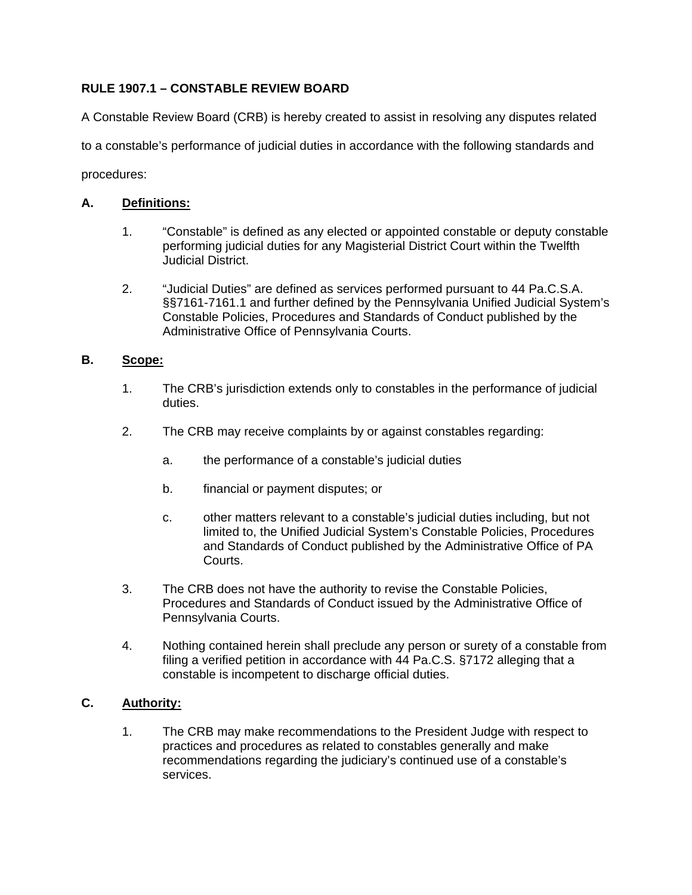# RULE 1907.1 – CONSTABLE REVIEW BOARD

A Constable Review Board (CRB) is hereby created to assist in resolving any disputes related to a constable's performance of judicial duties in accordance with the following standards and procedures:

## A. <u>Definitions:</u>

1. "Constable" is defined as any elected or appointed constable or deputy constable performing judicial duties for any Magisterial District Court within the Twelfth Judicial District.

2. "Judicial Duties" are defined as services performed pursuant to 44 Pa.C.S.A. §§7161-7161.1 and further defined by the Pennsylvania Unified Judicial System's Constable Policies, Procedures and Standards of Conduct published by the Administrative Office of Pennsylvania Courts.

## B. <u>Scope:</u>

1. The CRB's jurisdiction extends only to constables in the performance of judicial duties.

2. The CRB may receive complaints by or against constables regarding:

   a. the performance of a constable's judicial duties

   b. financial or payment disputes; or

   c. other matters relevant to a constable's judicial duties including, but not limited to, the Unified Judicial System's Constable Policies, Procedures and Standards of Conduct published by the Administrative Office of PA Courts.

3. The CRB does not have the authority to revise the Constable Policies, Procedures and Standards of Conduct issued by the Administrative Office of Pennsylvania Courts.

4. Nothing contained herein shall preclude any person or surety of a constable from filing a verified petition in accordance with 44 Pa.C.S. §7172 alleging that a constable is incompetent to discharge official duties.

## C. <u>Authority:</u>

1. The CRB may make recommendations to the President Judge with respect to practices and procedures as related to constables generally and make recommendations regarding the judiciary's continued use of a constable's services.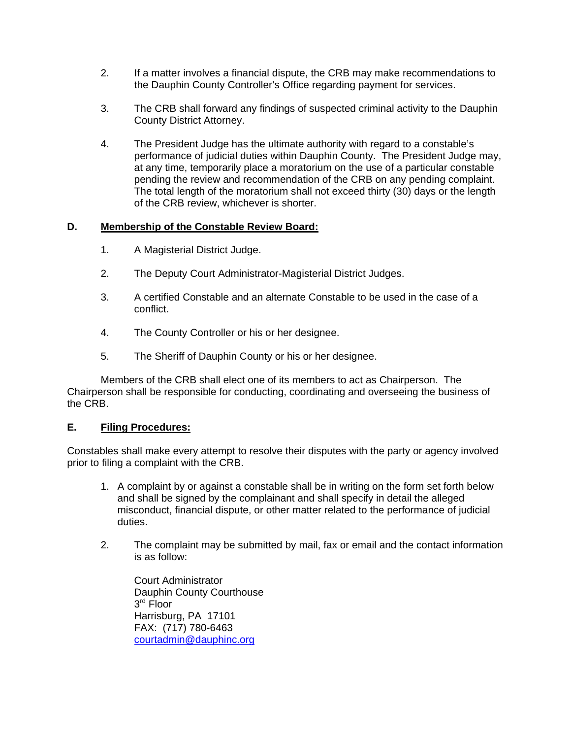2. If a matter involves a financial dispute, the CRB may make recommendations to the Dauphin County Controller's Office regarding payment for services.

3. The CRB shall forward any findings of suspected criminal activity to the Dauphin County District Attorney.

4. The President Judge has the ultimate authority with regard to a constable's performance of judicial duties within Dauphin County. The President Judge may, at any time, temporarily place a moratorium on the use of a particular constable pending the review and recommendation of the CRB on any pending complaint. The total length of the moratorium shall not exceed thirty (30) days or the length of the CRB review, whichever is shorter.

## D. <u>Membership of the Constable Review Board:</u>

1. A Magisterial District Judge.

2. The Deputy Court Administrator-Magisterial District Judges.

3. A certified Constable and an alternate Constable to be used in the case of a conflict.

4. The County Controller or his or her designee.

5. The Sheriff of Dauphin County or his or her designee.

Members of the CRB shall elect one of its members to act as Chairperson. The Chairperson shall be responsible for conducting, coordinating and overseeing the business of the CRB.

## E. <u>Filing Procedures:</u>

Constables shall make every attempt to resolve their disputes with the party or agency involved prior to filing a complaint with the CRB.

1. A complaint by or against a constable shall be in writing on the form set forth below and shall be signed by the complainant and shall specify in detail the alleged misconduct, financial dispute, or other matter related to the performance of judicial duties.

2. The complaint may be submitted by mail, fax or email and the contact information is as follow:

   Court Administrator
   Dauphin County Courthouse
   3rd Floor
   Harrisburg, PA 17101
   FAX: (717) 780-6463
   courtadmin@dauphinc.org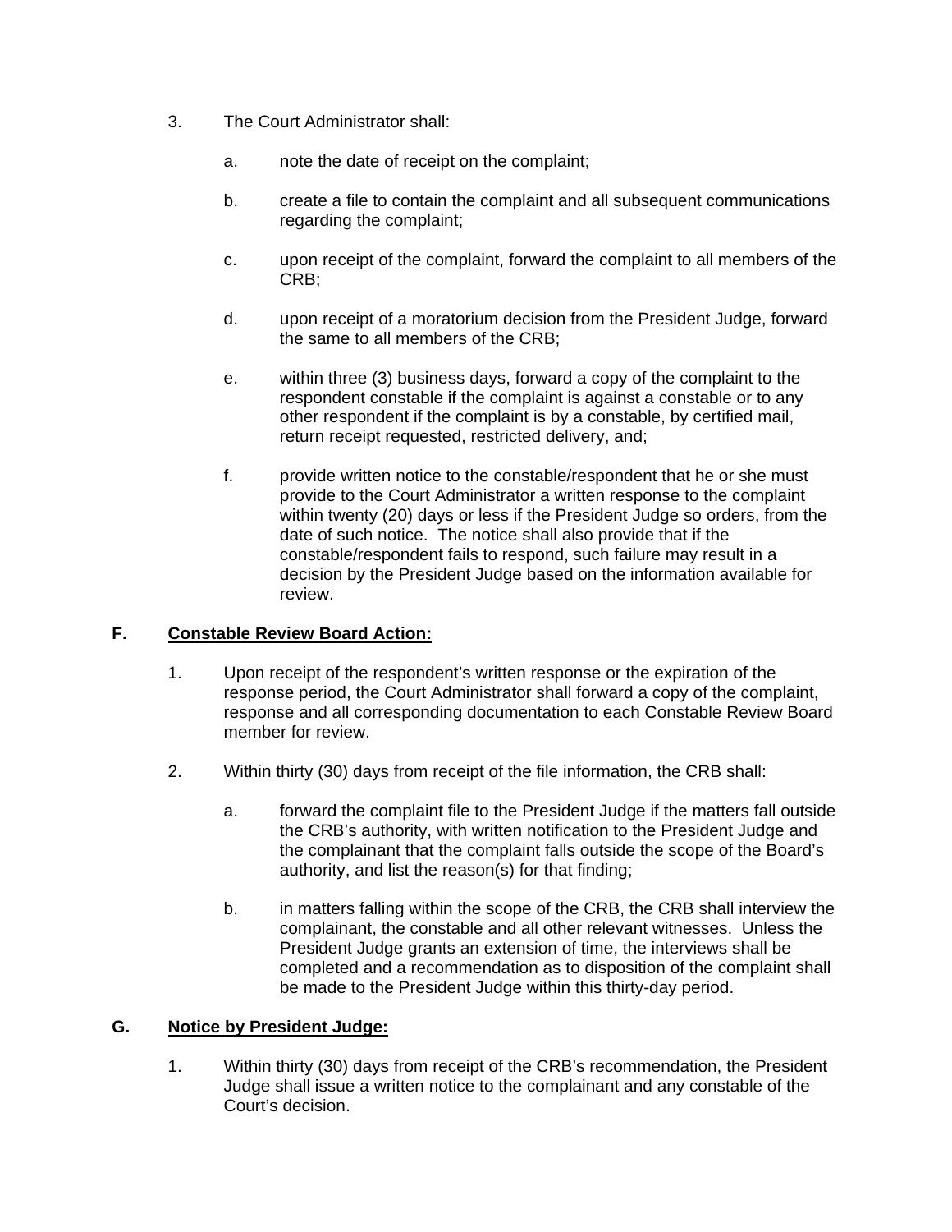3. The Court Administrator shall:

   a. note the date of receipt on the complaint;

   b. create a file to contain the complaint and all subsequent communications regarding the complaint;

   c. upon receipt of the complaint, forward the complaint to all members of the CRB;

   d. upon receipt of a moratorium decision from the President Judge, forward the same to all members of the CRB;

   e. within three (3) business days, forward a copy of the complaint to the respondent constable if the complaint is against a constable or to any other respondent if the complaint is by a constable, by certified mail, return receipt requested, restricted delivery, and;

   f. provide written notice to the constable/respondent that he or she must provide to the Court Administrator a written response to the complaint within twenty (20) days or less if the President Judge so orders, from the date of such notice. The notice shall also provide that if the constable/respondent fails to respond, such failure may result in a decision by the President Judge based on the information available for review.

## F. <u>Constable Review Board Action:</u>

1. Upon receipt of the respondent's written response or the expiration of the response period, the Court Administrator shall forward a copy of the complaint, response and all corresponding documentation to each Constable Review Board member for review.

2. Within thirty (30) days from receipt of the file information, the CRB shall:

   a. forward the complaint file to the President Judge if the matters fall outside the CRB's authority, with written notification to the President Judge and the complainant that the complaint falls outside the scope of the Board's authority, and list the reason(s) for that finding;

   b. in matters falling within the scope of the CRB, the CRB shall interview the complainant, the constable and all other relevant witnesses. Unless the President Judge grants an extension of time, the interviews shall be completed and a recommendation as to disposition of the complaint shall be made to the President Judge within this thirty-day period.

## G. <u>Notice by President Judge:</u>

1. Within thirty (30) days from receipt of the CRB's recommendation, the President Judge shall issue a written notice to the complainant and any constable of the Court's decision.